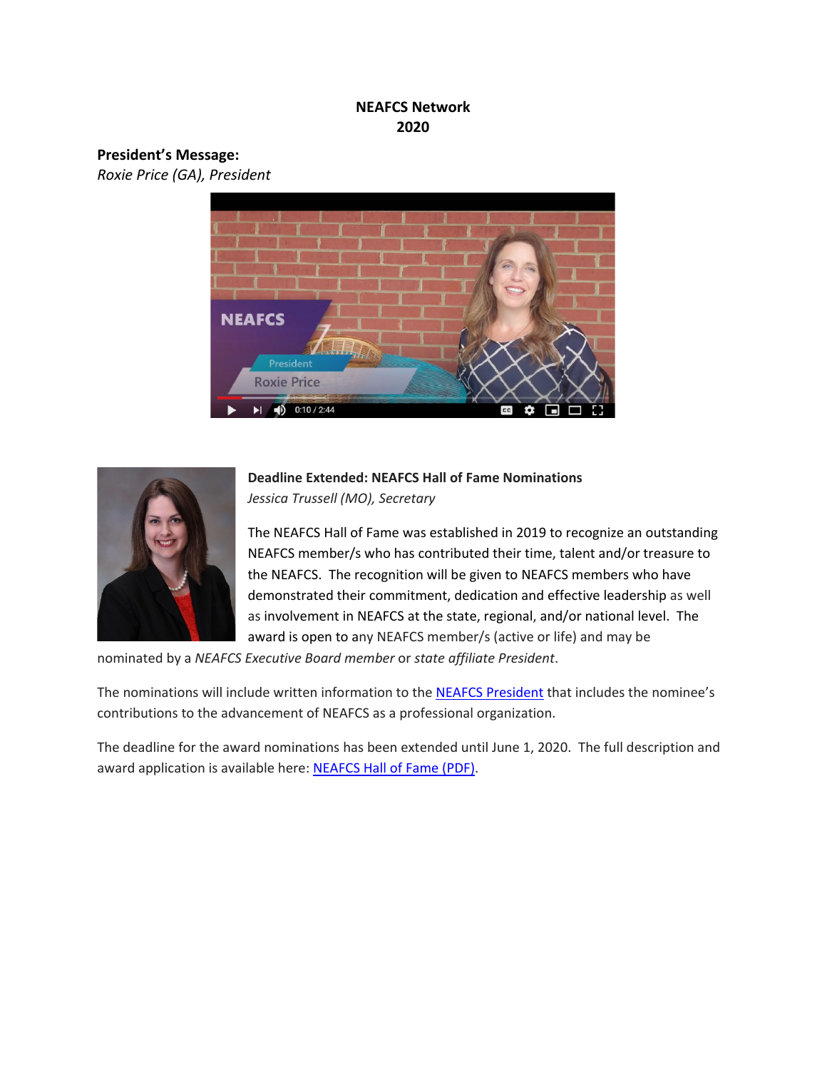**NEAFCS Network**
**2020**

**President's Message:**
*Roxie Price (GA), President*

**Deadline Extended: NEAFCS Hall of Fame Nominations**
*Jessica Trussell (MO), Secretary*

The NEAFCS Hall of Fame was established in 2019 to recognize an outstanding NEAFCS member/s who has contributed their time, talent and/or treasure to the NEAFCS. The recognition will be given to NEAFCS members who have demonstrated their commitment, dedication and effective leadership as well as involvement in NEAFCS at the state, regional, and/or national level. The award is open to any NEAFCS member/s (active or life) and may be nominated by a *NEAFCS Executive Board member* or *state affiliate President*.

The nominations will include written information to the NEAFCS President that includes the nominee's contributions to the advancement of NEAFCS as a professional organization.

The deadline for the award nominations has been extended until June 1, 2020. The full description and award application is available here: NEAFCS Hall of Fame (PDF).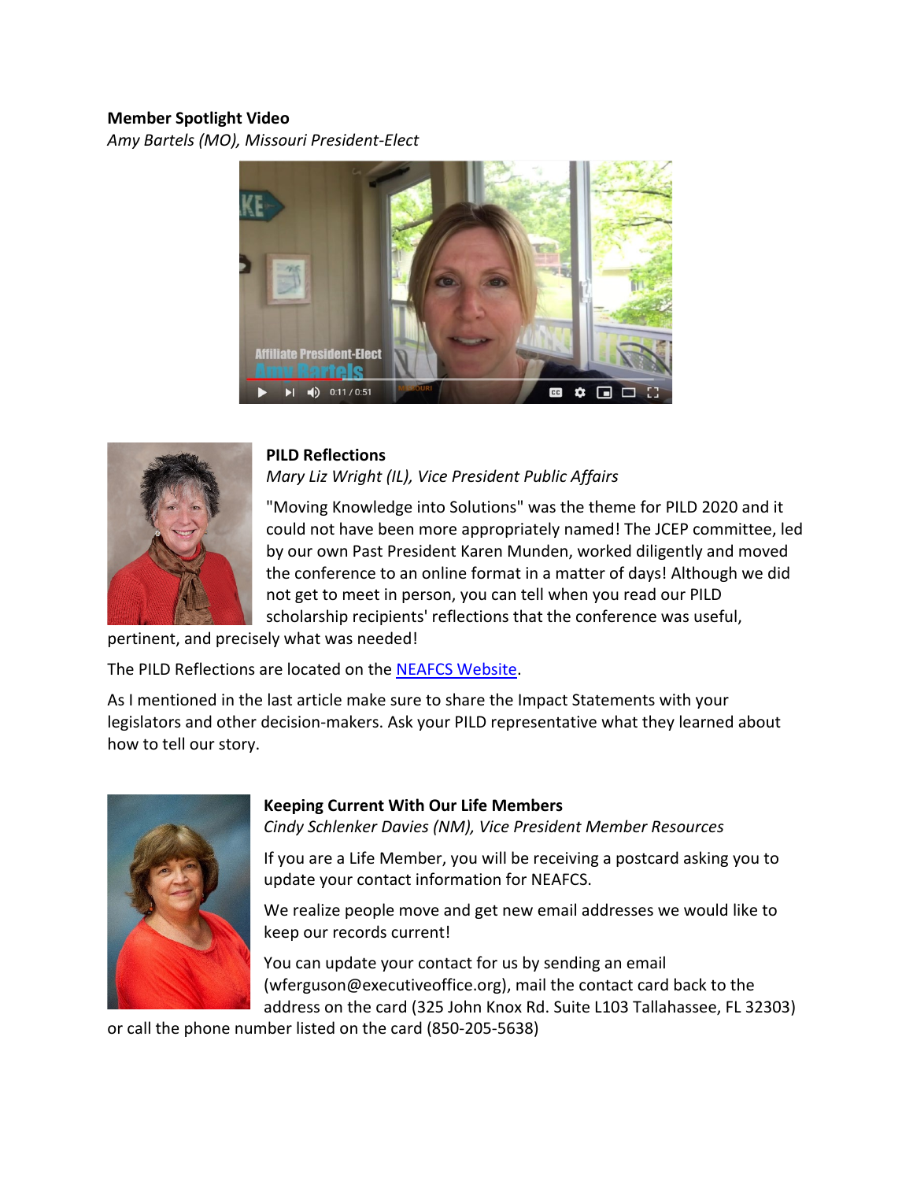**Member Spotlight Video**

*Amy Bartels (MO), Missouri President-Elect*

**PILD Reflections**

*Mary Liz Wright (IL), Vice President Public Affairs*

"Moving Knowledge into Solutions" was the theme for PILD 2020 and it could not have been more appropriately named! The JCEP committee, led by our own Past President Karen Munden, worked diligently and moved the conference to an online format in a matter of days! Although we did not get to meet in person, you can tell when you read our PILD scholarship recipients' reflections that the conference was useful, pertinent, and precisely what was needed!

The PILD Reflections are located on the NEAFCS Website.

As I mentioned in the last article make sure to share the Impact Statements with your legislators and other decision-makers. Ask your PILD representative what they learned about how to tell our story.

**Keeping Current With Our Life Members**

*Cindy Schlenker Davies (NM), Vice President Member Resources*

If you are a Life Member, you will be receiving a postcard asking you to update your contact information for NEAFCS.

We realize people move and get new email addresses we would like to keep our records current!

You can update your contact for us by sending an email (wferguson@executiveoffice.org), mail the contact card back to the address on the card (325 John Knox Rd. Suite L103 Tallahassee, FL 32303) or call the phone number listed on the card (850-205-5638)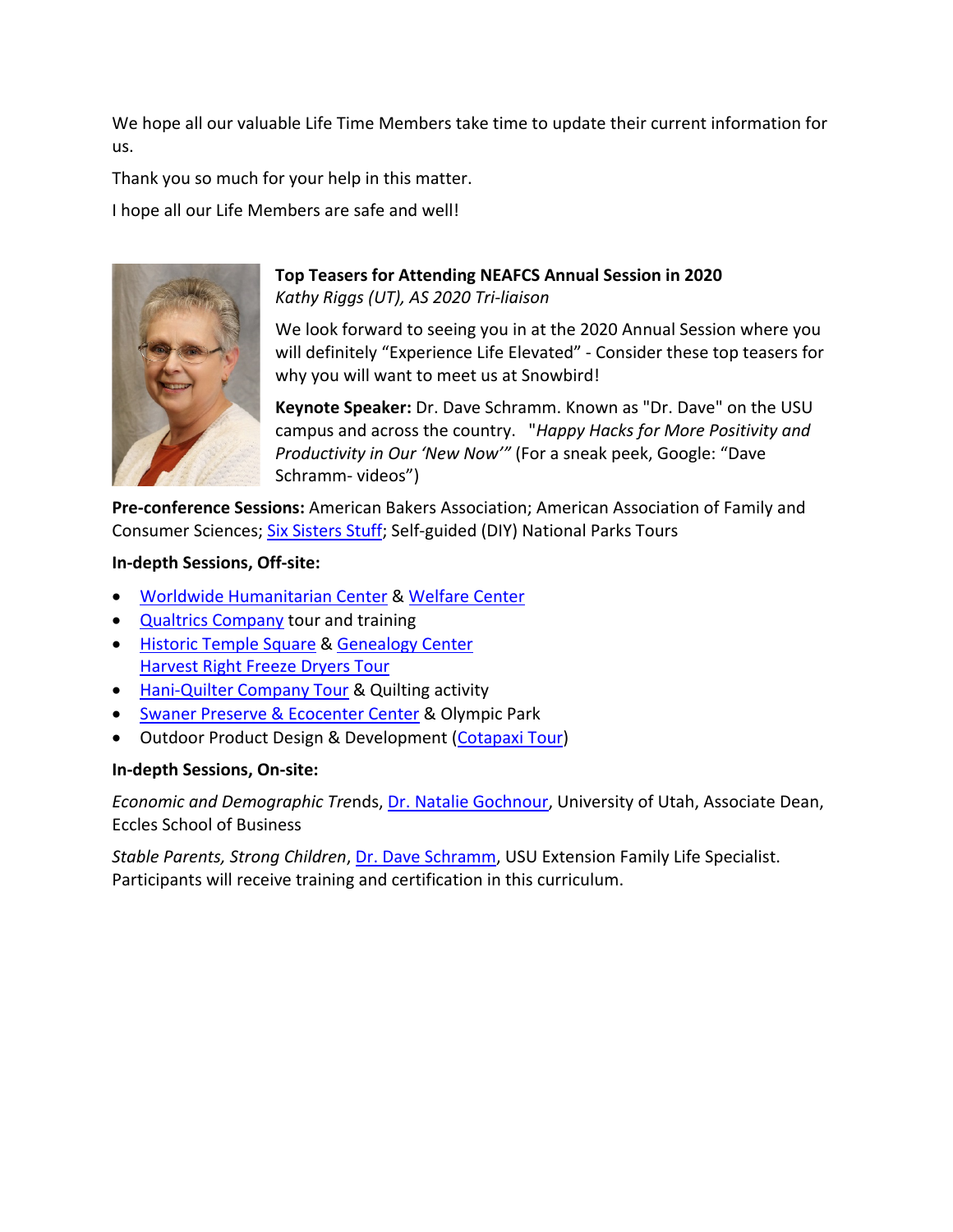We hope all our valuable Life Time Members take time to update their current information for us.

Thank you so much for your help in this matter.

I hope all our Life Members are safe and well!

**Top Teasers for Attending NEAFCS Annual Session in 2020**
*Kathy Riggs (UT), AS 2020 Tri-liaison*

We look forward to seeing you in at the 2020 Annual Session where you will definitely "Experience Life Elevated" - Consider these top teasers for why you will want to meet us at Snowbird!

**Keynote Speaker:** Dr. Dave Schramm. Known as "Dr. Dave" on the USU campus and across the country. "*Happy Hacks for More Positivity and Productivity in Our 'New Now'"* (For a sneak peek, Google: "Dave Schramm- videos")

**Pre-conference Sessions:** American Bakers Association; American Association of Family and Consumer Sciences; Six Sisters Stuff; Self-guided (DIY) National Parks Tours

**In-depth Sessions, Off-site:**

- Worldwide Humanitarian Center & Welfare Center
- Qualtrics Company tour and training
- Historic Temple Square & Genealogy Center
  Harvest Right Freeze Dryers Tour
- Hani-Quilter Company Tour & Quilting activity
- Swaner Preserve & Ecocenter Center & Olympic Park
- Outdoor Product Design & Development (Cotapaxi Tour)

**In-depth Sessions, On-site:**

*Economic and Demographic Tre*nds, Dr. Natalie Gochnour, University of Utah, Associate Dean, Eccles School of Business

*Stable Parents, Strong Children*, Dr. Dave Schramm, USU Extension Family Life Specialist. Participants will receive training and certification in this curriculum.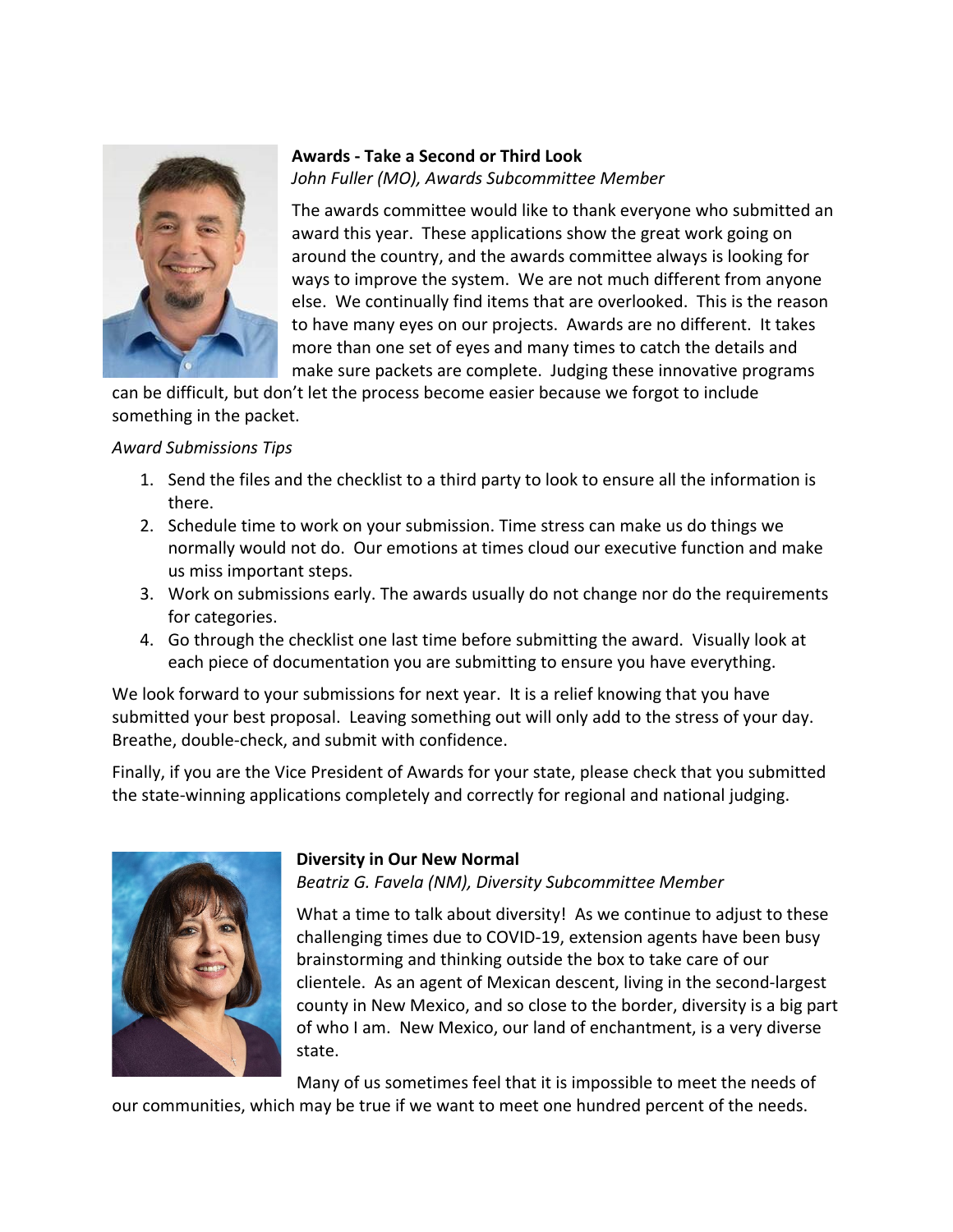**Awards - Take a Second or Third Look**

*John Fuller (MO), Awards Subcommittee Member*

The awards committee would like to thank everyone who submitted an award this year. These applications show the great work going on around the country, and the awards committee always is looking for ways to improve the system. We are not much different from anyone else. We continually find items that are overlooked. This is the reason to have many eyes on our projects. Awards are no different. It takes more than one set of eyes and many times to catch the details and make sure packets are complete. Judging these innovative programs can be difficult, but don't let the process become easier because we forgot to include something in the packet.

*Award Submissions Tips*

1. Send the files and the checklist to a third party to look to ensure all the information is there.
2. Schedule time to work on your submission. Time stress can make us do things we normally would not do. Our emotions at times cloud our executive function and make us miss important steps.
3. Work on submissions early. The awards usually do not change nor do the requirements for categories.
4. Go through the checklist one last time before submitting the award. Visually look at each piece of documentation you are submitting to ensure you have everything.

We look forward to your submissions for next year. It is a relief knowing that you have submitted your best proposal. Leaving something out will only add to the stress of your day. Breathe, double-check, and submit with confidence.

Finally, if you are the Vice President of Awards for your state, please check that you submitted the state-winning applications completely and correctly for regional and national judging.

**Diversity in Our New Normal**

*Beatriz G. Favela (NM), Diversity Subcommittee Member*

What a time to talk about diversity! As we continue to adjust to these challenging times due to COVID-19, extension agents have been busy brainstorming and thinking outside the box to take care of our clientele. As an agent of Mexican descent, living in the second-largest county in New Mexico, and so close to the border, diversity is a big part of who I am. New Mexico, our land of enchantment, is a very diverse state.

Many of us sometimes feel that it is impossible to meet the needs of our communities, which may be true if we want to meet one hundred percent of the needs.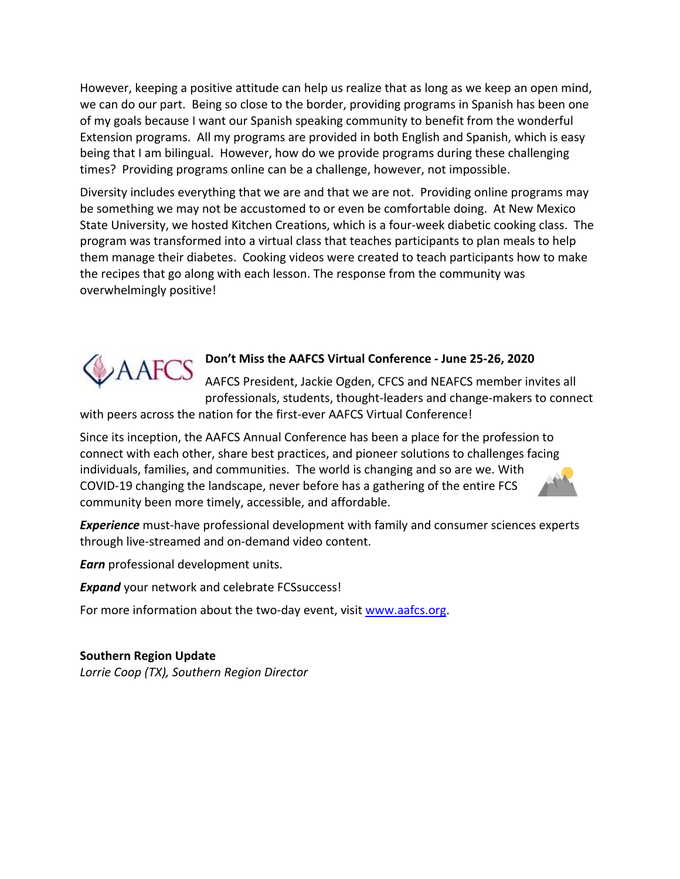However, keeping a positive attitude can help us realize that as long as we keep an open mind, we can do our part. Being so close to the border, providing programs in Spanish has been one of my goals because I want our Spanish speaking community to benefit from the wonderful Extension programs. All my programs are provided in both English and Spanish, which is easy being that I am bilingual. However, how do we provide programs during these challenging times? Providing programs online can be a challenge, however, not impossible.

Diversity includes everything that we are and that we are not. Providing online programs may be something we may not be accustomed to or even be comfortable doing. At New Mexico State University, we hosted Kitchen Creations, which is a four-week diabetic cooking class. The program was transformed into a virtual class that teaches participants to plan meals to help them manage their diabetes. Cooking videos were created to teach participants how to make the recipes that go along with each lesson. The response from the community was overwhelmingly positive!

**Don't Miss the AAFCS Virtual Conference - June 25-26, 2020**

AAFCS President, Jackie Ogden, CFCS and NEAFCS member invites all professionals, students, thought-leaders and change-makers to connect with peers across the nation for the first-ever AAFCS Virtual Conference!

Since its inception, the AAFCS Annual Conference has been a place for the profession to connect with each other, share best practices, and pioneer solutions to challenges facing individuals, families, and communities. The world is changing and so are we. With COVID-19 changing the landscape, never before has a gathering of the entire FCS community been more timely, accessible, and affordable.

***Experience*** must-have professional development with family and consumer sciences experts through live-streamed and on-demand video content.

***Earn*** professional development units.

***Expand*** your network and celebrate FCSsuccess!

For more information about the two-day event, visit www.aafcs.org.

**Southern Region Update**
*Lorrie Coop (TX), Southern Region Director*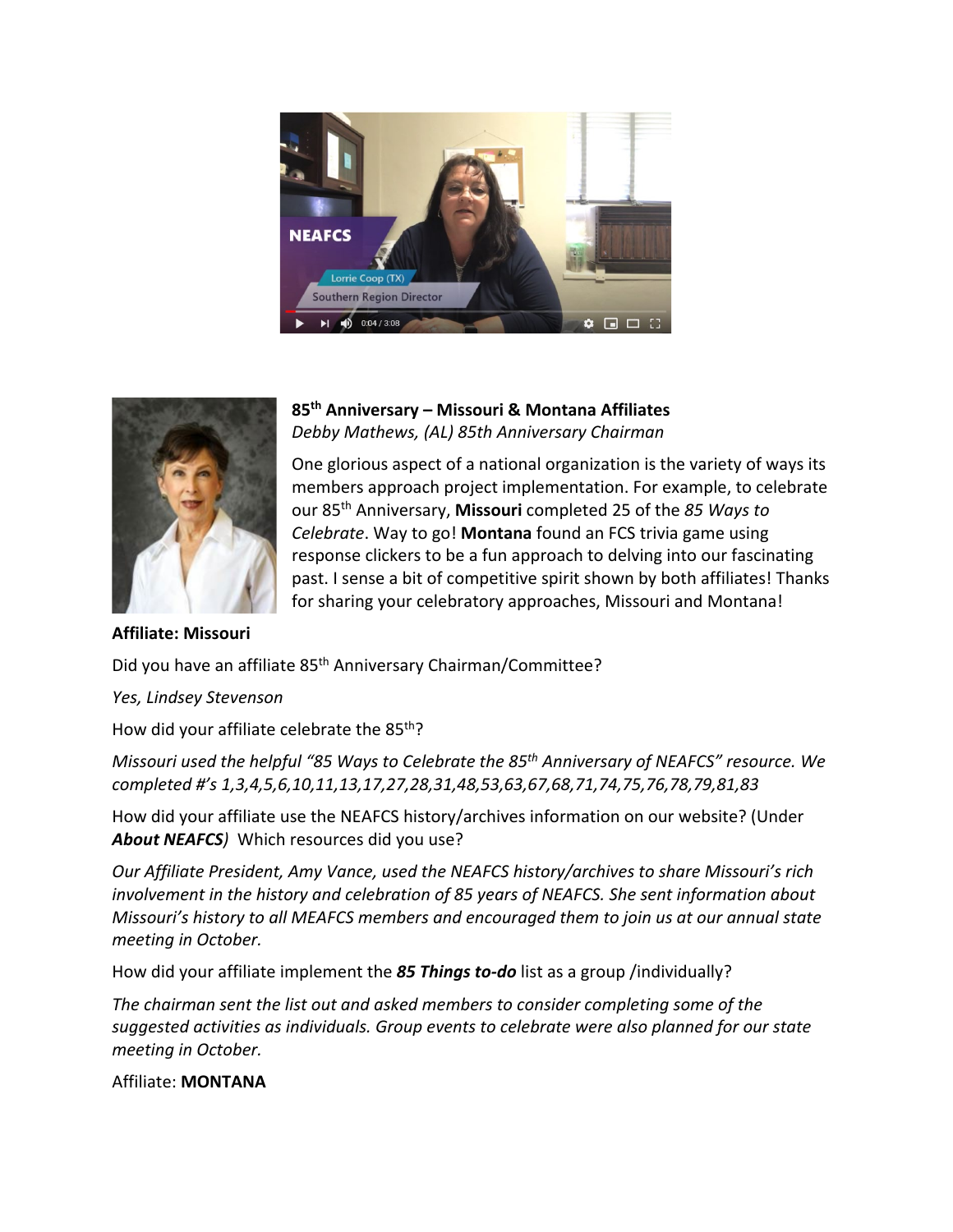## 85th Anniversary – Missouri & Montana Affiliates

*Debby Mathews, (AL) 85th Anniversary Chairman*

One glorious aspect of a national organization is the variety of ways its members approach project implementation. For example, to celebrate our 85th Anniversary, **Missouri** completed 25 of the *85 Ways to Celebrate*. Way to go! **Montana** found an FCS trivia game using response clickers to be a fun approach to delving into our fascinating past. I sense a bit of competitive spirit shown by both affiliates! Thanks for sharing your celebratory approaches, Missouri and Montana!

**Affiliate: Missouri**

Did you have an affiliate 85th Anniversary Chairman/Committee?

*Yes, Lindsey Stevenson*

How did your affiliate celebrate the 85th?

*Missouri used the helpful "85 Ways to Celebrate the 85th Anniversary of NEAFCS" resource. We completed #'s 1,3,4,5,6,10,11,13,17,27,28,31,48,53,63,67,68,71,74,75,76,78,79,81,83*

How did your affiliate use the NEAFCS history/archives information on our website? (Under ***About NEAFCS***) Which resources did you use?

*Our Affiliate President, Amy Vance, used the NEAFCS history/archives to share Missouri's rich involvement in the history and celebration of 85 years of NEAFCS. She sent information about Missouri's history to all MEAFCS members and encouraged them to join us at our annual state meeting in October.*

How did your affiliate implement the ***85 Things to-do*** list as a group /individually?

*The chairman sent the list out and asked members to consider completing some of the suggested activities as individuals. Group events to celebrate were also planned for our state meeting in October.*

Affiliate: **MONTANA**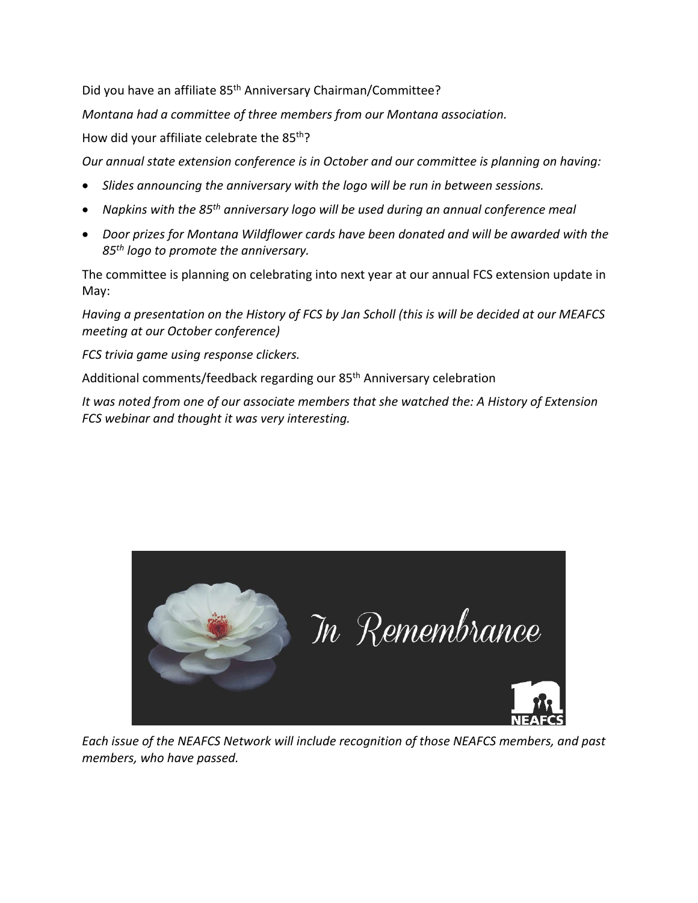Did you have an affiliate 85th Anniversary Chairman/Committee?

*Montana had a committee of three members from our Montana association.*

How did your affiliate celebrate the 85th?

*Our annual state extension conference is in October and our committee is planning on having:*

- *Slides announcing the anniversary with the logo will be run in between sessions.*
- *Napkins with the 85th anniversary logo will be used during an annual conference meal*
- *Door prizes for Montana Wildflower cards have been donated and will be awarded with the 85th logo to promote the anniversary.*

The committee is planning on celebrating into next year at our annual FCS extension update in May:

*Having a presentation on the History of FCS by Jan Scholl (this is will be decided at our MEAFCS meeting at our October conference)*

*FCS trivia game using response clickers.*

Additional comments/feedback regarding our 85th Anniversary celebration

*It was noted from one of our associate members that she watched the: A History of Extension FCS webinar and thought it was very interesting.*

In Remembrance

NEAFCS

*Each issue of the NEAFCS Network will include recognition of those NEAFCS members, and past members, who have passed.*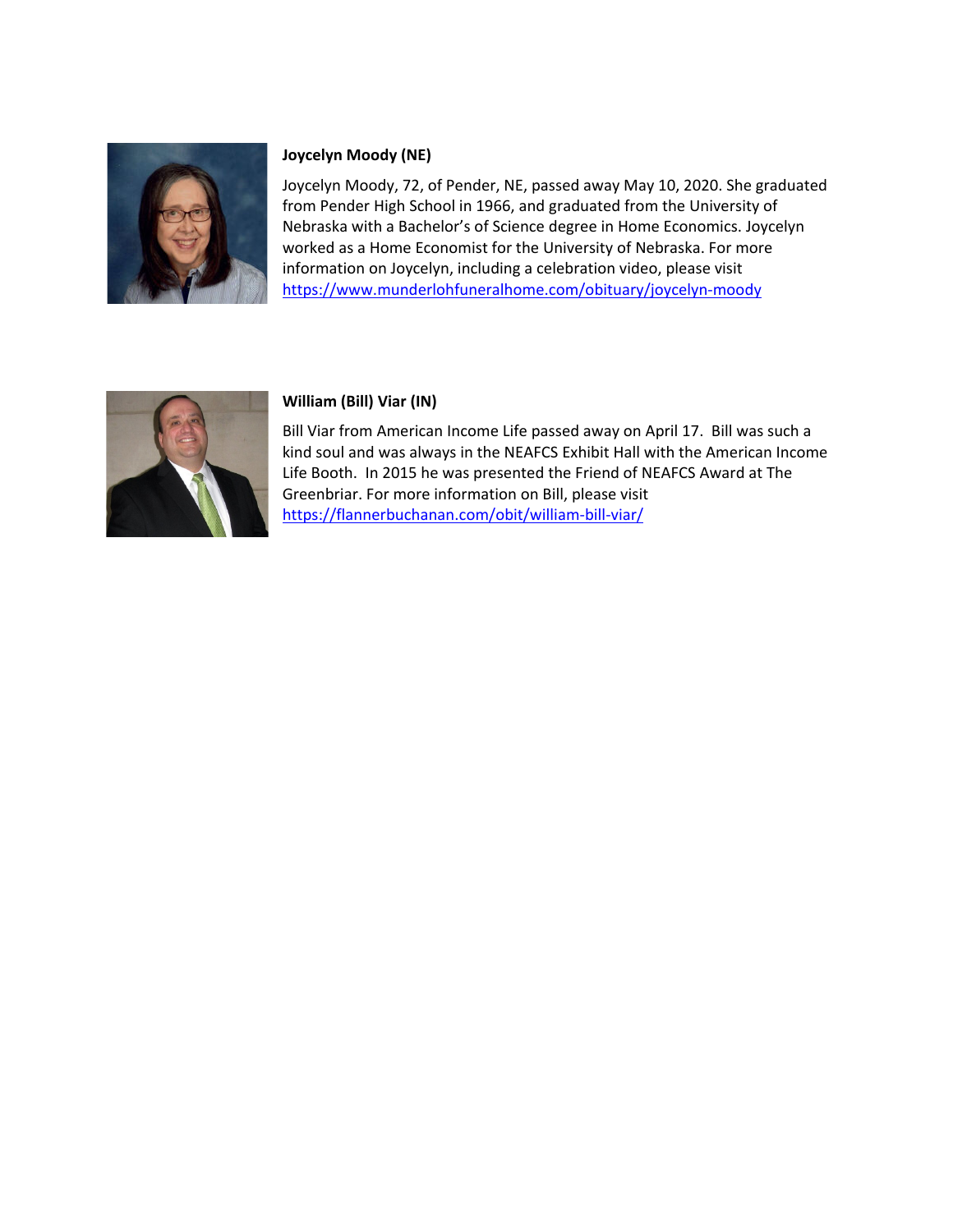**Joycelyn Moody (NE)**

Joycelyn Moody, 72, of Pender, NE, passed away May 10, 2020. She graduated from Pender High School in 1966, and graduated from the University of Nebraska with a Bachelor's of Science degree in Home Economics. Joycelyn worked as a Home Economist for the University of Nebraska. For more information on Joycelyn, including a celebration video, please visit https://www.munderlohfuneralhome.com/obituary/joycelyn-moody

**William (Bill) Viar (IN)**

Bill Viar from American Income Life passed away on April 17. Bill was such a kind soul and was always in the NEAFCS Exhibit Hall with the American Income Life Booth. In 2015 he was presented the Friend of NEAFCS Award at The Greenbriar. For more information on Bill, please visit https://flannerbuchanan.com/obit/william-bill-viar/